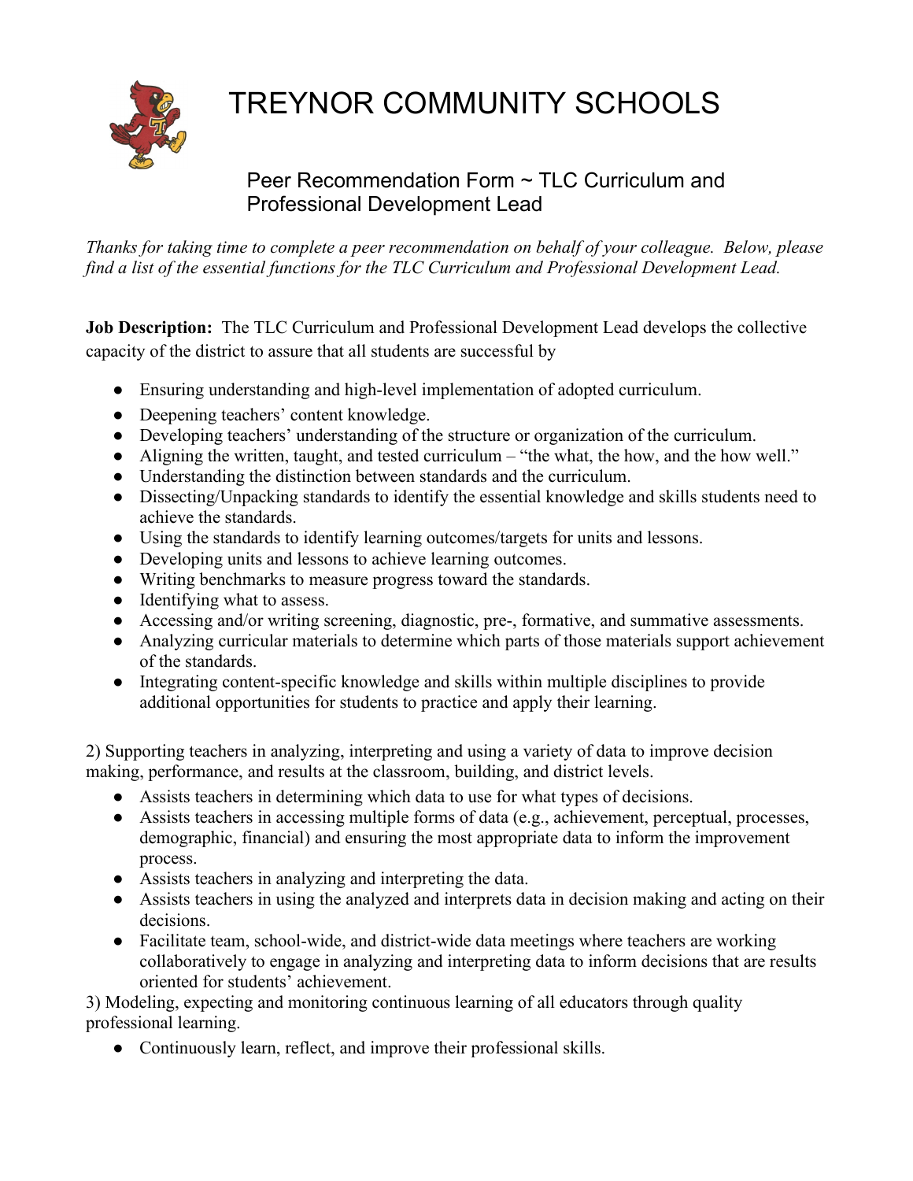# TREYNOR COMMUNITY SCHOOLS

## Peer Recommendation Form ~ TLC Curriculum and Professional Development Lead

*Thanks for taking time to complete a peer recommendation on behalf of your colleague. Below, please find a list of the essential functions for the TLC Curriculum and Professional Development Lead.*

**Job Description:** The TLC Curriculum and Professional Development Lead develops the collective capacity of the district to assure that all students are successful by

- Ensuring understanding and high-level implementation of adopted curriculum.
- Deepening teachers' content knowledge.
- Developing teachers' understanding of the structure or organization of the curriculum.
- Aligning the written, taught, and tested curriculum – "the what, the how, and the how well."
- Understanding the distinction between standards and the curriculum.
- Dissecting/Unpacking standards to identify the essential knowledge and skills students need to achieve the standards.
- Using the standards to identify learning outcomes/targets for units and lessons.
- Developing units and lessons to achieve learning outcomes.
- Writing benchmarks to measure progress toward the standards.
- Identifying what to assess.
- Accessing and/or writing screening, diagnostic, pre-, formative, and summative assessments.
- Analyzing curricular materials to determine which parts of those materials support achievement of the standards.
- Integrating content-specific knowledge and skills within multiple disciplines to provide additional opportunities for students to practice and apply their learning.

2) Supporting teachers in analyzing, interpreting and using a variety of data to improve decision making, performance, and results at the classroom, building, and district levels.

- Assists teachers in determining which data to use for what types of decisions.
- Assists teachers in accessing multiple forms of data (e.g., achievement, perceptual, processes, demographic, financial) and ensuring the most appropriate data to inform the improvement process.
- Assists teachers in analyzing and interpreting the data.
- Assists teachers in using the analyzed and interprets data in decision making and acting on their decisions.
- Facilitate team, school-wide, and district-wide data meetings where teachers are working collaboratively to engage in analyzing and interpreting data to inform decisions that are results oriented for students' achievement.

3) Modeling, expecting and monitoring continuous learning of all educators through quality professional learning.

- Continuously learn, reflect, and improve their professional skills.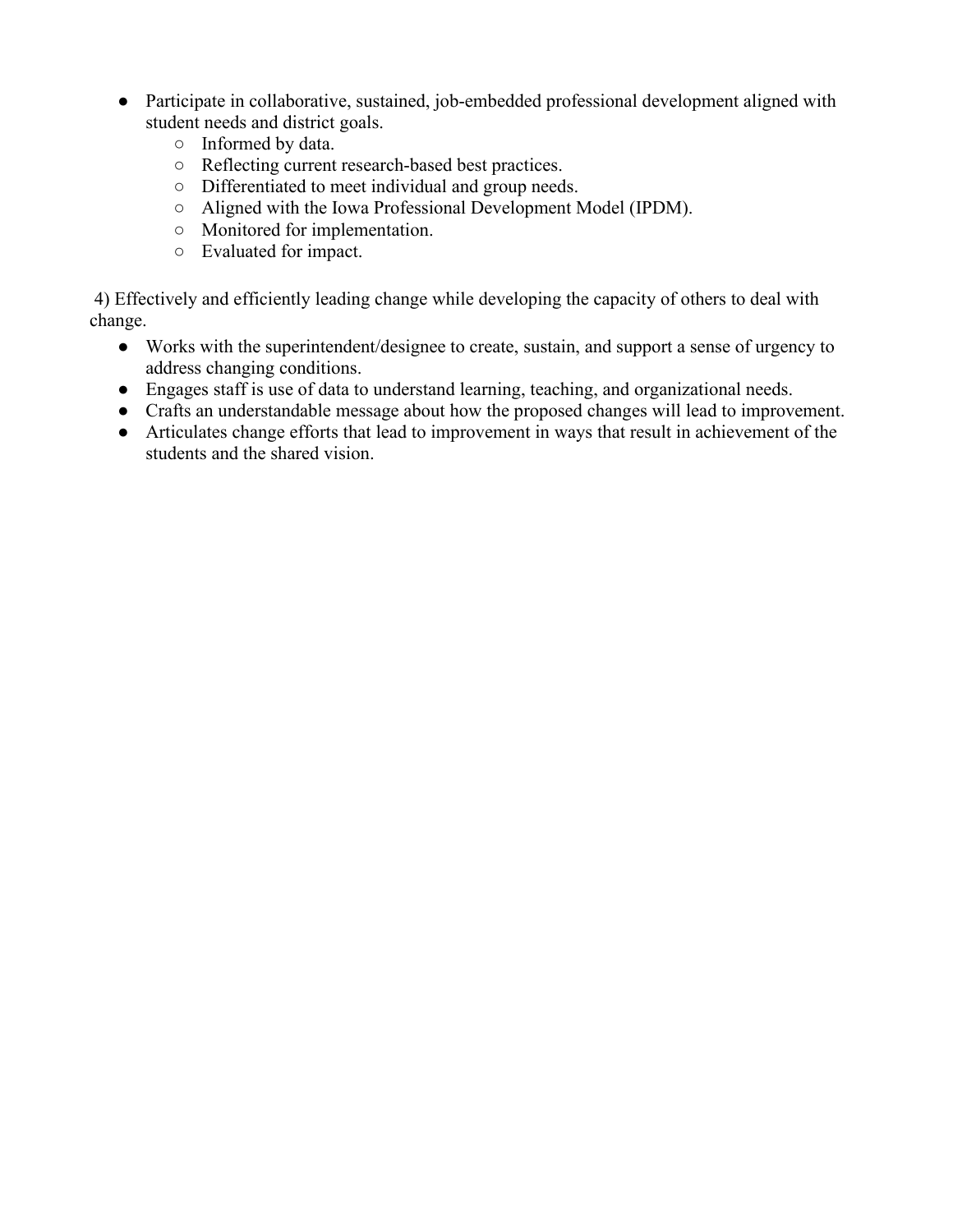- Participate in collaborative, sustained, job-embedded professional development aligned with student needs and district goals.
    - Informed by data.
    - Reflecting current research-based best practices.
    - Differentiated to meet individual and group needs.
    - Aligned with the Iowa Professional Development Model (IPDM).
    - Monitored for implementation.
    - Evaluated for impact.

4) Effectively and efficiently leading change while developing the capacity of others to deal with change.

- Works with the superintendent/designee to create, sustain, and support a sense of urgency to address changing conditions.
- Engages staff is use of data to understand learning, teaching, and organizational needs.
- Crafts an understandable message about how the proposed changes will lead to improvement.
- Articulates change efforts that lead to improvement in ways that result in achievement of the students and the shared vision.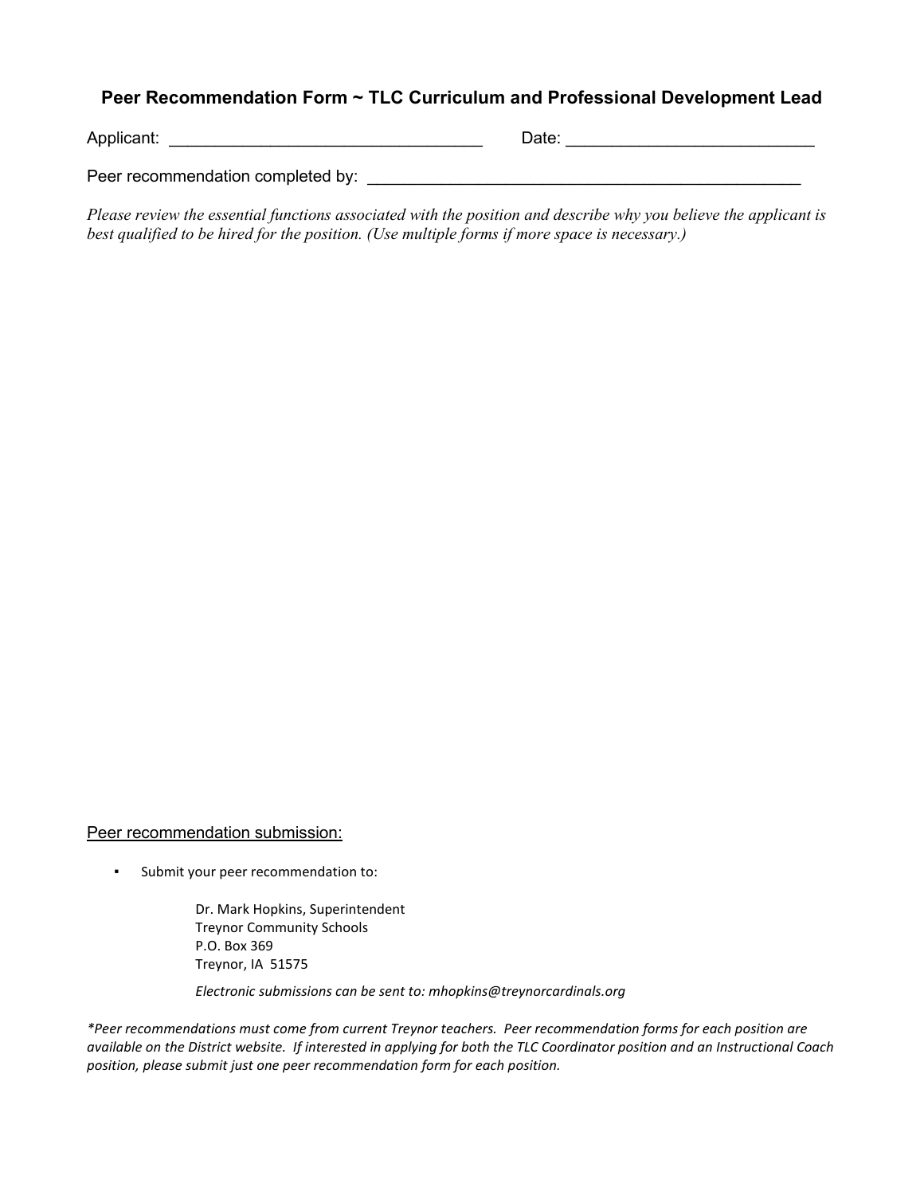# Peer Recommendation Form ~ TLC Curriculum and Professional Development Lead

Applicant: ___________________________________ Date: ___________________________

Peer recommendation completed by: __________________________________________________

*Please review the essential functions associated with the position and describe why you believe the applicant is best qualified to be hired for the position. (Use multiple forms if more space is necessary.)*

Peer recommendation submission:

- Submit your peer recommendation to:

  Dr. Mark Hopkins, Superintendent
  Treynor Community Schools
  P.O. Box 369
  Treynor, IA 51575

  *Electronic submissions can be sent to: mhopkins@treynorcardinals.org*

*\*Peer recommendations must come from current Treynor teachers. Peer recommendation forms for each position are available on the District website. If interested in applying for both the TLC Coordinator position and an Instructional Coach position, please submit just one peer recommendation form for each position.*